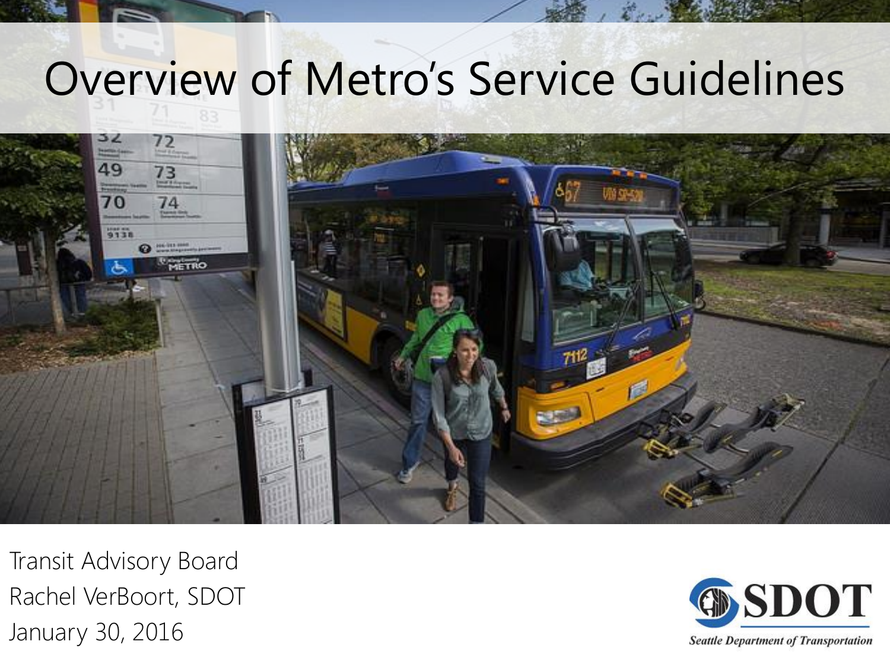# Overview of Metro's Service Guidelines

Transit Advisory Board

Rachel VerBoort, SDOT

January 30, 2016

SDOT

*Seattle Department of Transportation*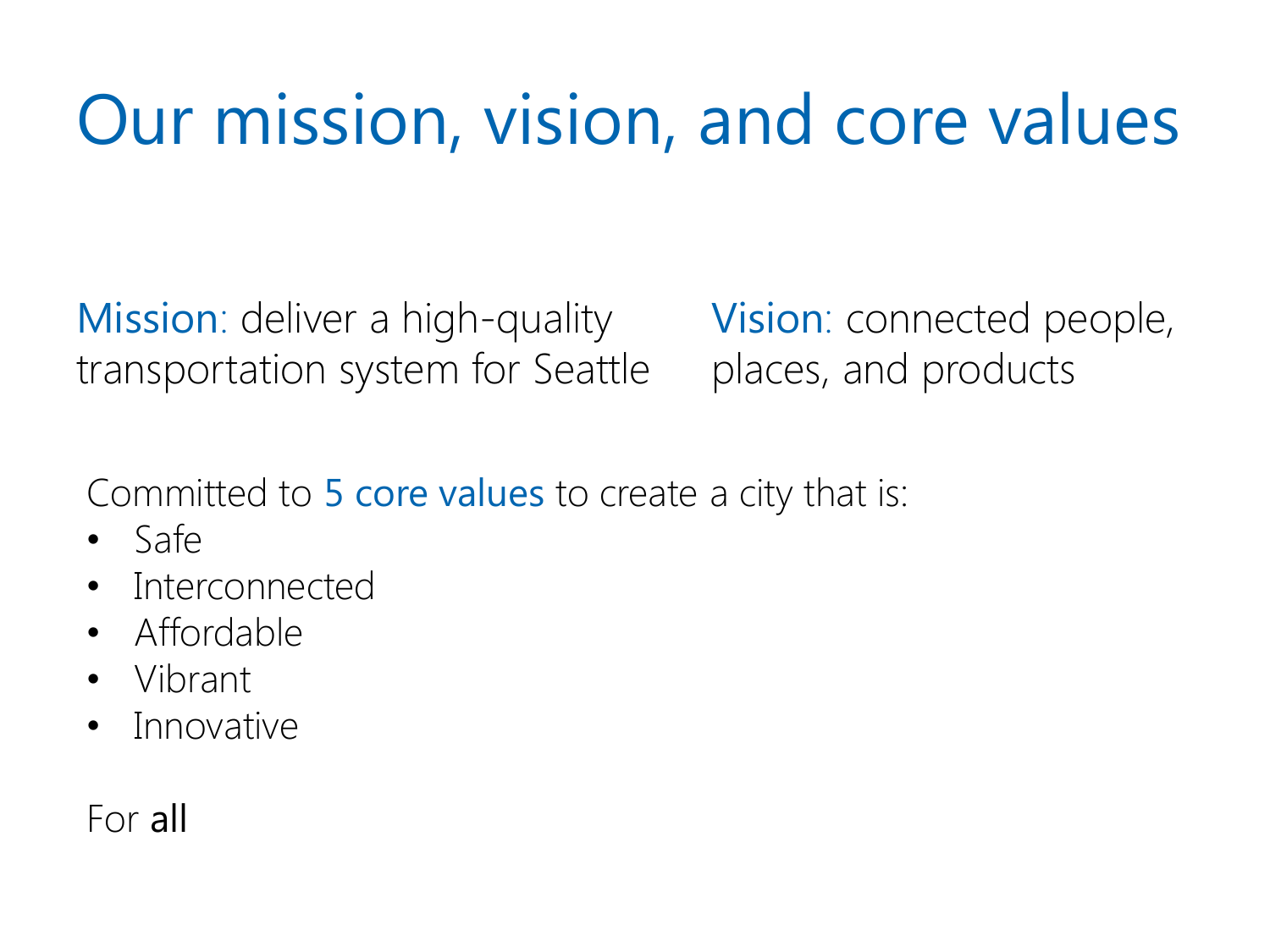# Our mission, vision, and core values

**Mission:** deliver a high-quality transportation system for Seattle

**Vision:** connected people, places, and products

Committed to **5 core values** to create a city that is:

- Safe
- Interconnected
- Affordable
- Vibrant
- Innovative

For **all**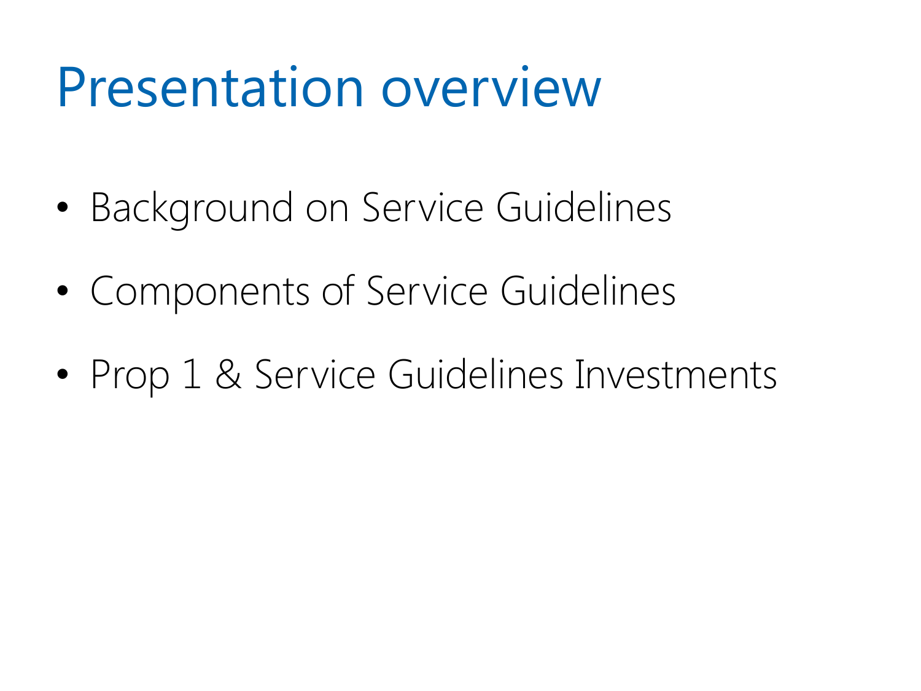# Presentation overview

- Background on Service Guidelines
- Components of Service Guidelines
- Prop 1 & Service Guidelines Investments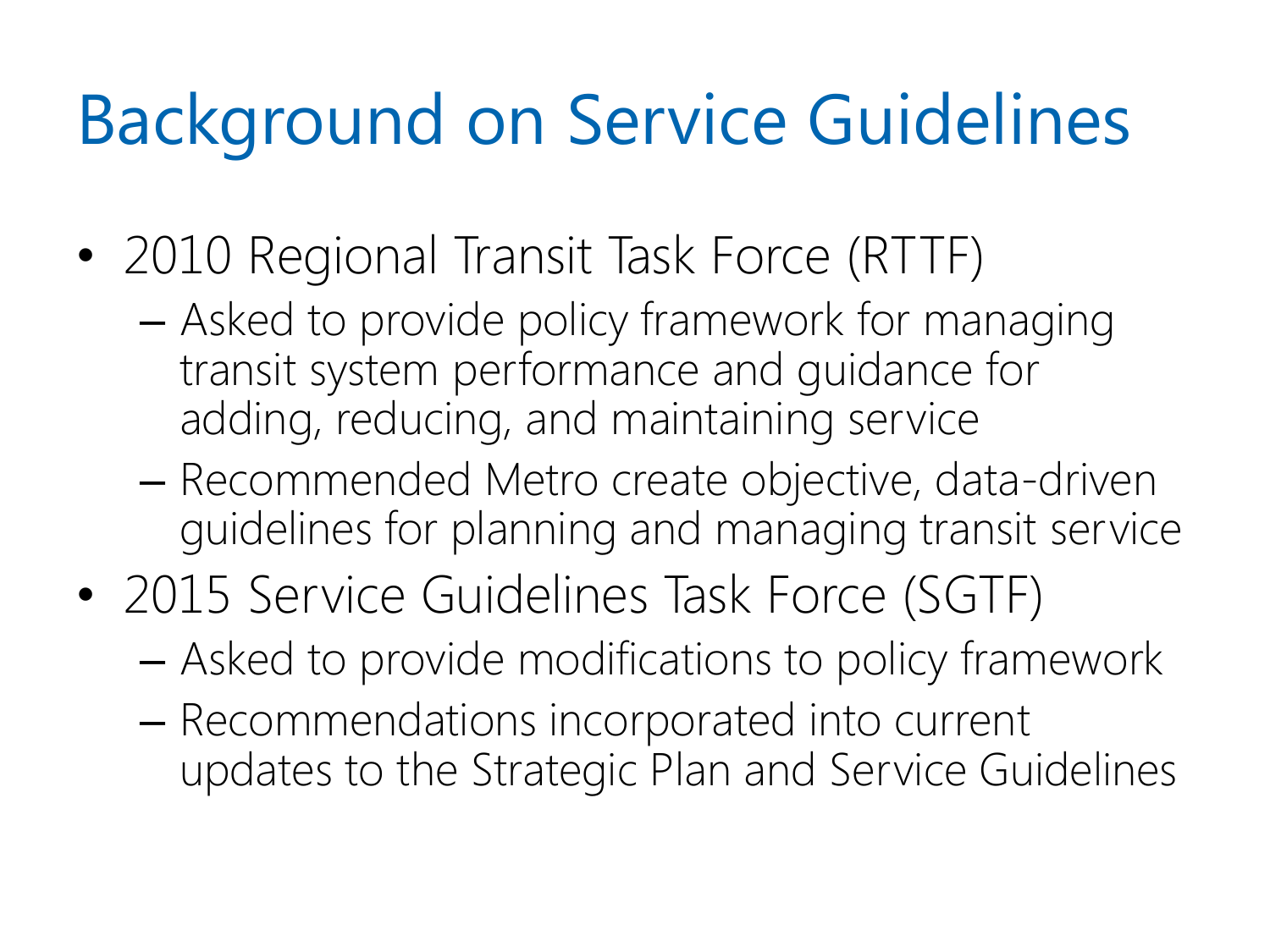# Background on Service Guidelines

- 2010 Regional Transit Task Force (RTTF)
  - Asked to provide policy framework for managing transit system performance and guidance for adding, reducing, and maintaining service
  - Recommended Metro create objective, data-driven guidelines for planning and managing transit service
- 2015 Service Guidelines Task Force (SGTF)
  - Asked to provide modifications to policy framework
  - Recommendations incorporated into current updates to the Strategic Plan and Service Guidelines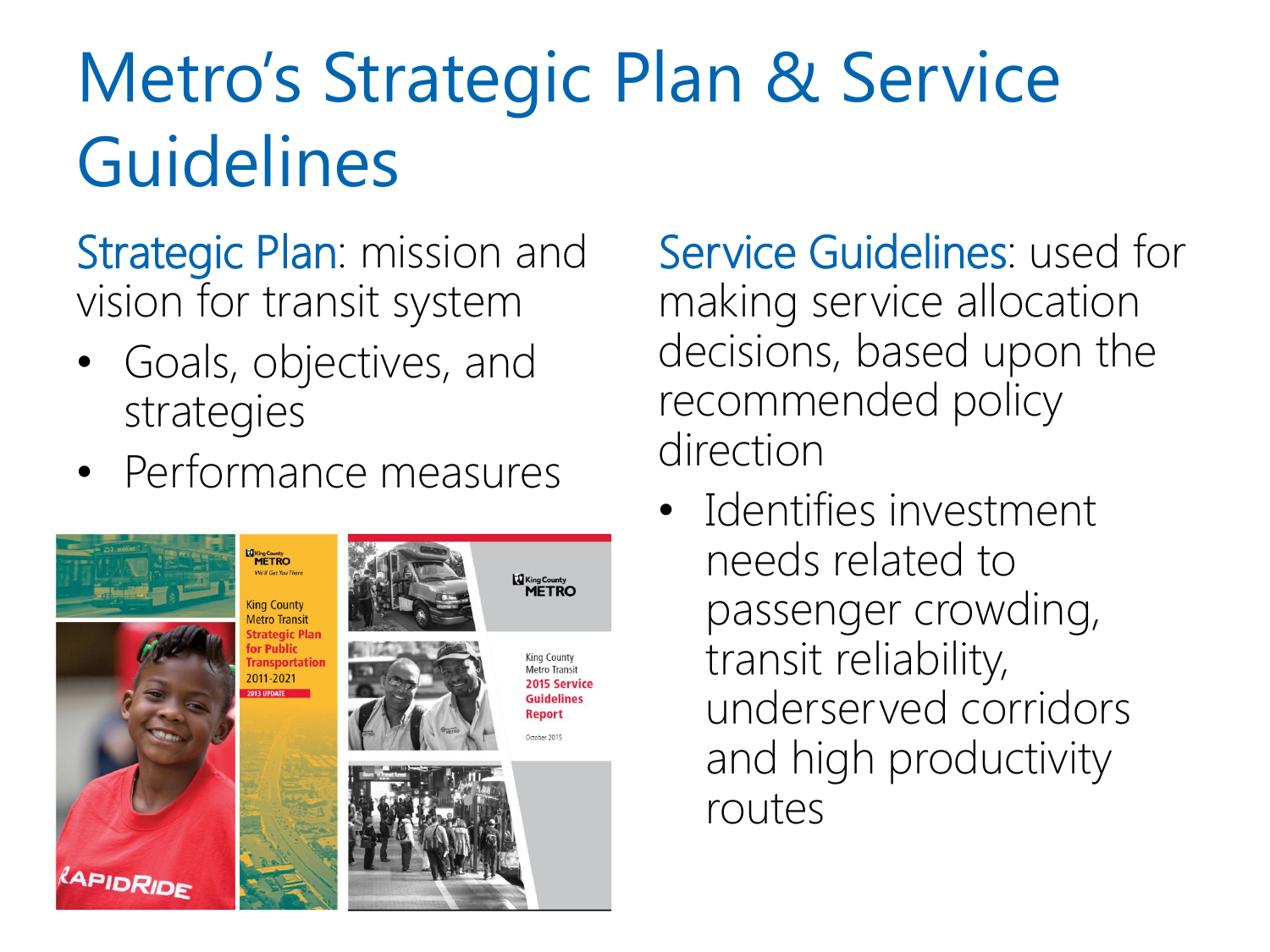# Metro's Strategic Plan & Service Guidelines

Strategic Plan: mission and vision for transit system

- Goals, objectives, and strategies
- Performance measures

Service Guidelines: used for making service allocation decisions, based upon the recommended policy direction

- Identifies investment needs related to passenger crowding, transit reliability, underserved corridors and high productivity routes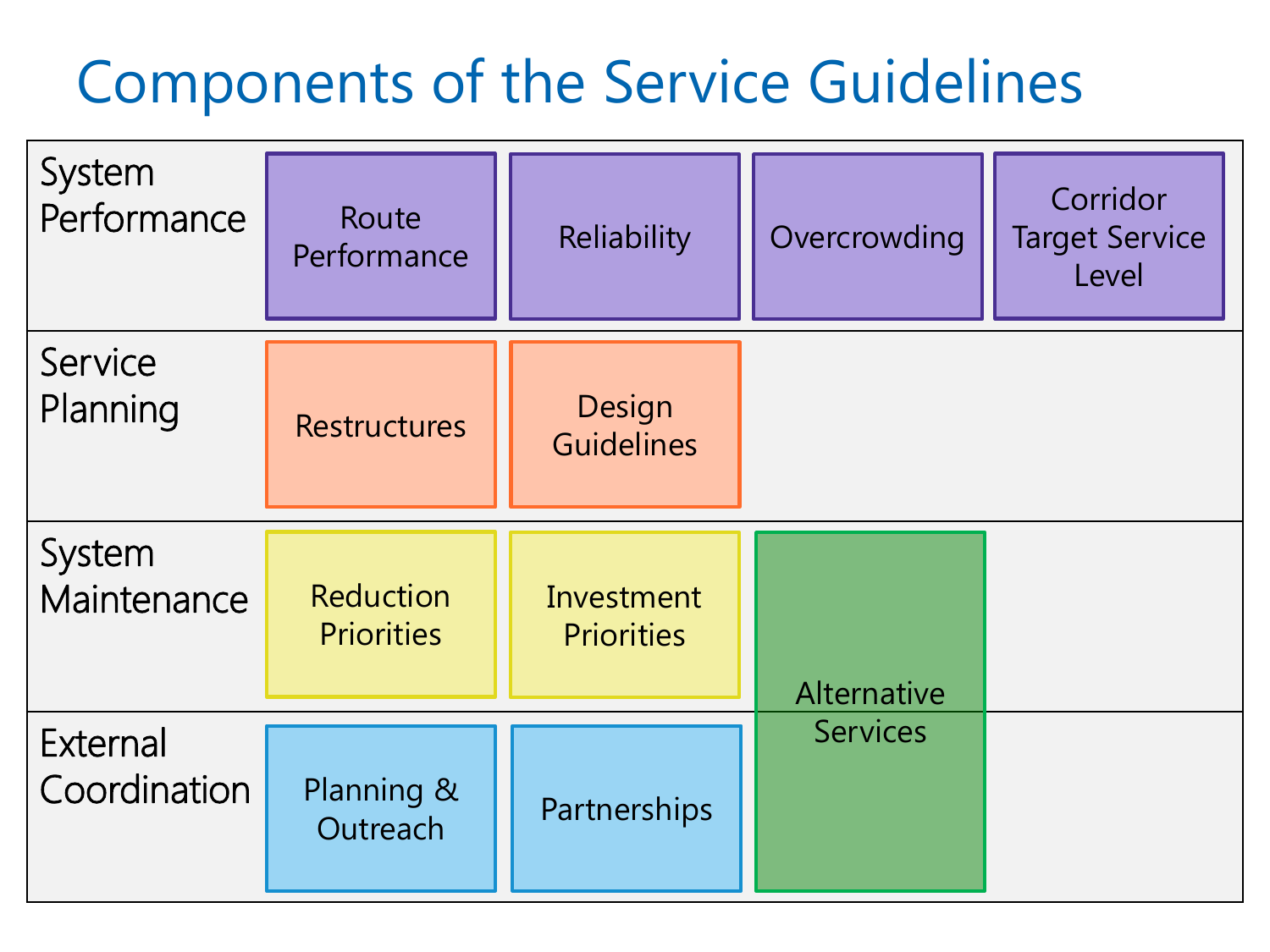# Components of the Service Guidelines

| | | | | |
|---|---|---|---|---|
| System Performance | Route Performance | Reliability | Overcrowding | Corridor Target Service Level |
| Service Planning | Restructures | Design Guidelines | | |
| System Maintenance | Reduction Priorities | Investment Priorities | Alternative Services | |
| External Coordination | Planning & Outreach | Partnerships | | |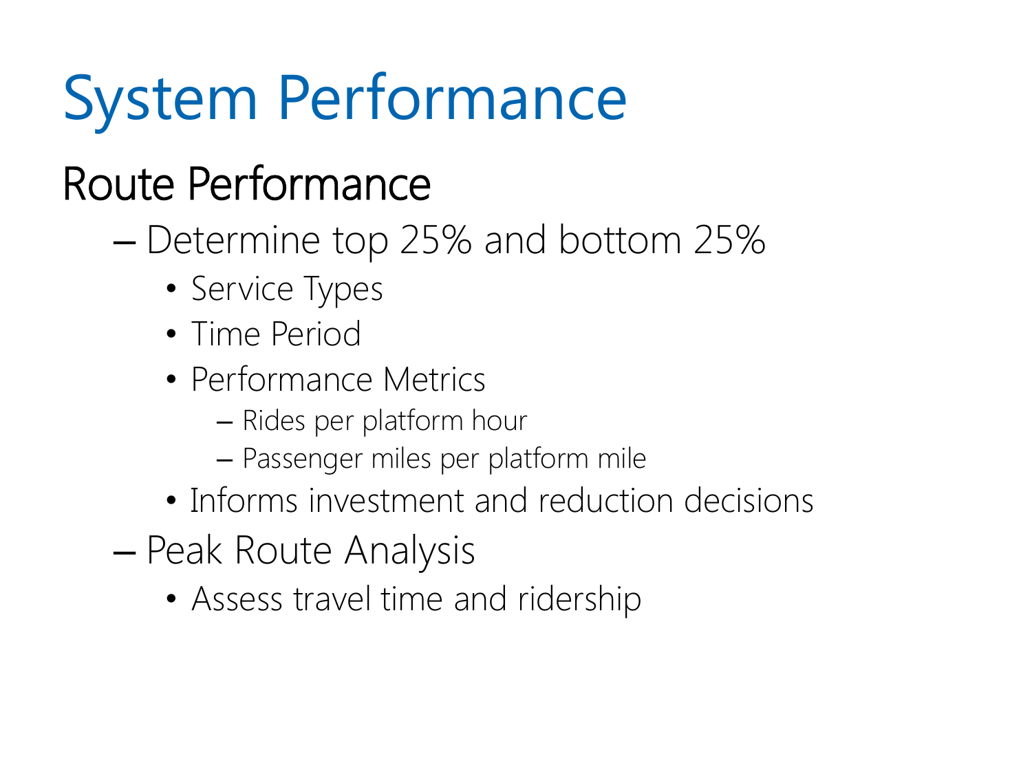# System Performance

## Route Performance

- Determine top 25% and bottom 25%
  - Service Types
  - Time Period
  - Performance Metrics
    - Rides per platform hour
    - Passenger miles per platform mile
  - Informs investment and reduction decisions
- Peak Route Analysis
  - Assess travel time and ridership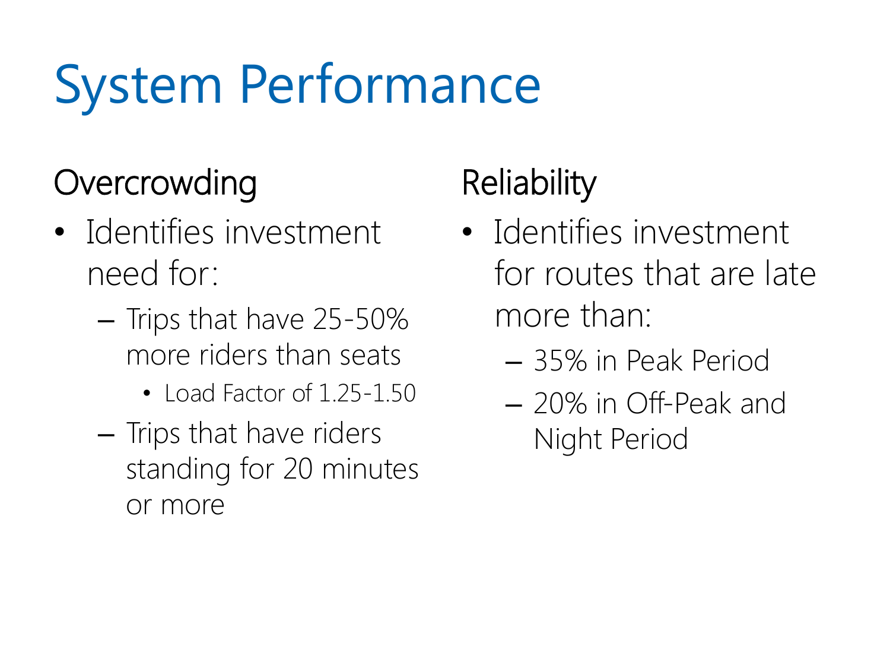# System Performance

## Overcrowding

- Identifies investment need for:
  - Trips that have 25-50% more riders than seats
    - Load Factor of 1.25-1.50
  - Trips that have riders standing for 20 minutes or more

## Reliability

- Identifies investment for routes that are late more than:
  - 35% in Peak Period
  - 20% in Off-Peak and Night Period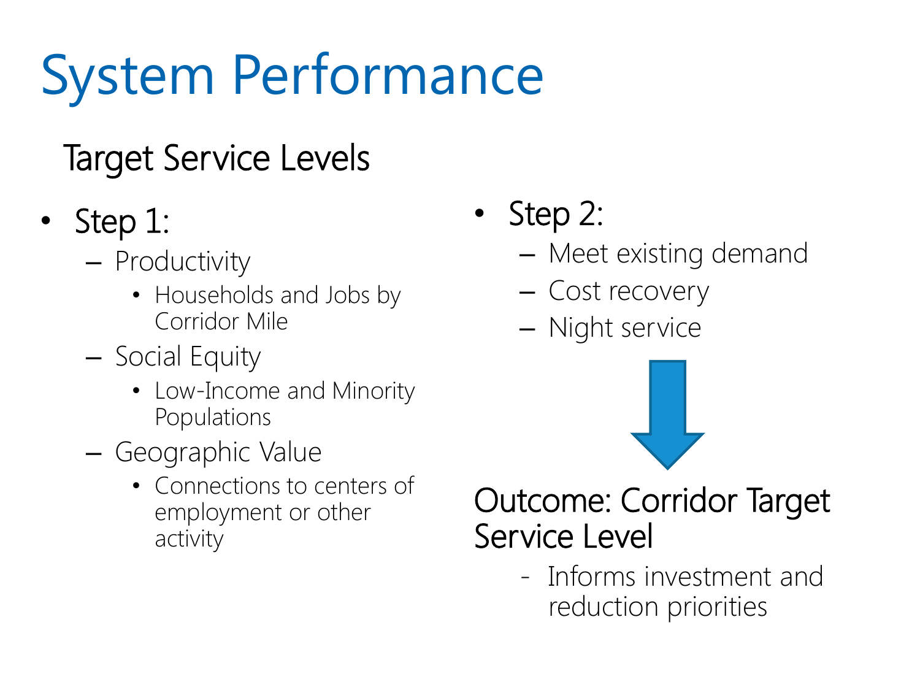# System Performance

## Target Service Levels

- Step 1:
  - Productivity
    - Households and Jobs by Corridor Mile
  - Social Equity
    - Low-Income and Minority Populations
  - Geographic Value
    - Connections to centers of employment or other activity
- Step 2:
  - Meet existing demand
  - Cost recovery
  - Night service

**Outcome: Corridor Target Service Level**

- Informs investment and reduction priorities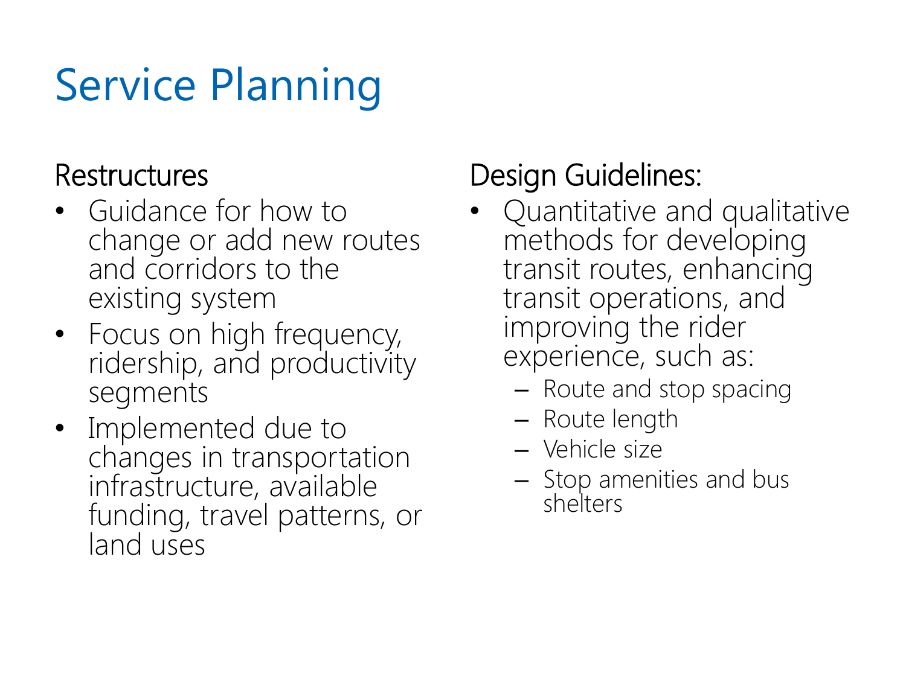# Service Planning

## Restructures

- Guidance for how to change or add new routes and corridors to the existing system
- Focus on high frequency, ridership, and productivity segments
- Implemented due to changes in transportation infrastructure, available funding, travel patterns, or land uses

## Design Guidelines:

- Quantitative and qualitative methods for developing transit routes, enhancing transit operations, and improving the rider experience, such as:
  - Route and stop spacing
  - Route length
  - Vehicle size
  - Stop amenities and bus shelters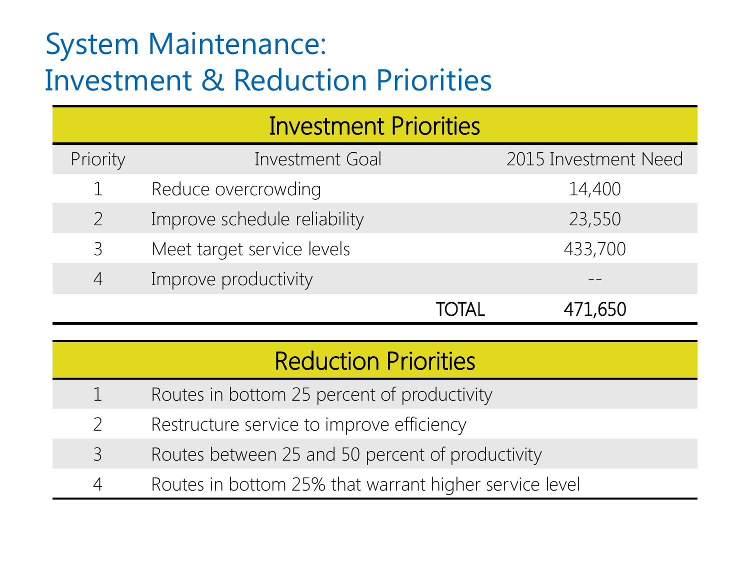# System Maintenance: Investment & Reduction Priorities

| Investment Priorities | | |
|---|---|---|
| Priority | Investment Goal | 2015 Investment Need |
| 1 | Reduce overcrowding | 14,400 |
| 2 | Improve schedule reliability | 23,550 |
| 3 | Meet target service levels | 433,700 |
| 4 | Improve productivity | -- |
| | **TOTAL** | **471,650** |

| Reduction Priorities | |
|---|---|
| 1 | Routes in bottom 25 percent of productivity |
| 2 | Restructure service to improve efficiency |
| 3 | Routes between 25 and 50 percent of productivity |
| 4 | Routes in bottom 25% that warrant higher service level |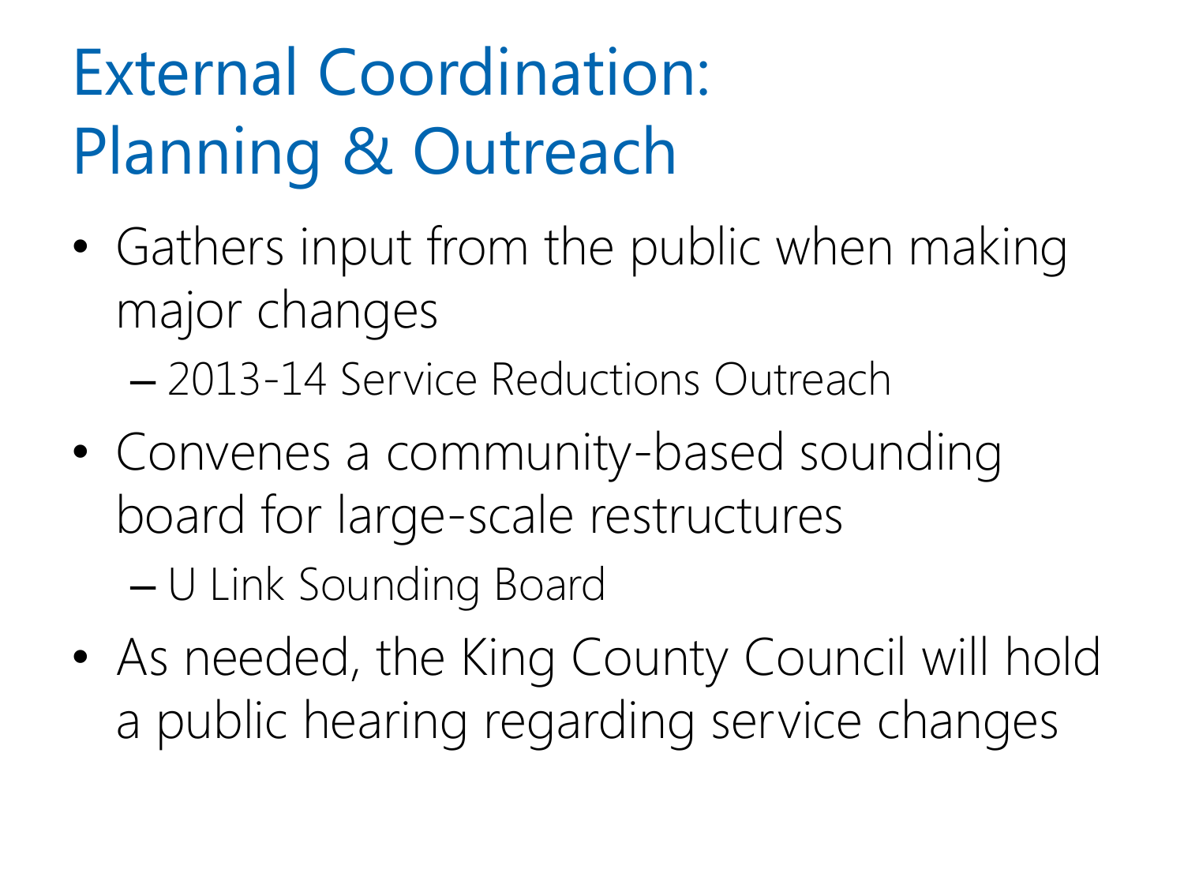# External Coordination: Planning & Outreach

- Gathers input from the public when making major changes
  - 2013-14 Service Reductions Outreach
- Convenes a community-based sounding board for large-scale restructures
  - U Link Sounding Board
- As needed, the King County Council will hold a public hearing regarding service changes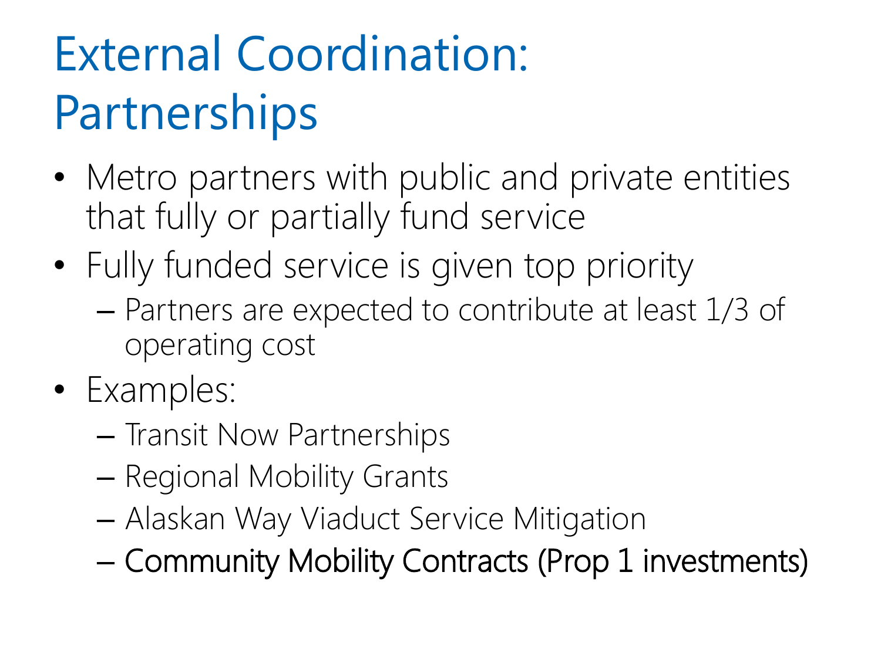# External Coordination: Partnerships

- Metro partners with public and private entities that fully or partially fund service
- Fully funded service is given top priority
  - Partners are expected to contribute at least 1/3 of operating cost
- Examples:
  - Transit Now Partnerships
  - Regional Mobility Grants
  - Alaskan Way Viaduct Service Mitigation
  - Community Mobility Contracts (Prop 1 investments)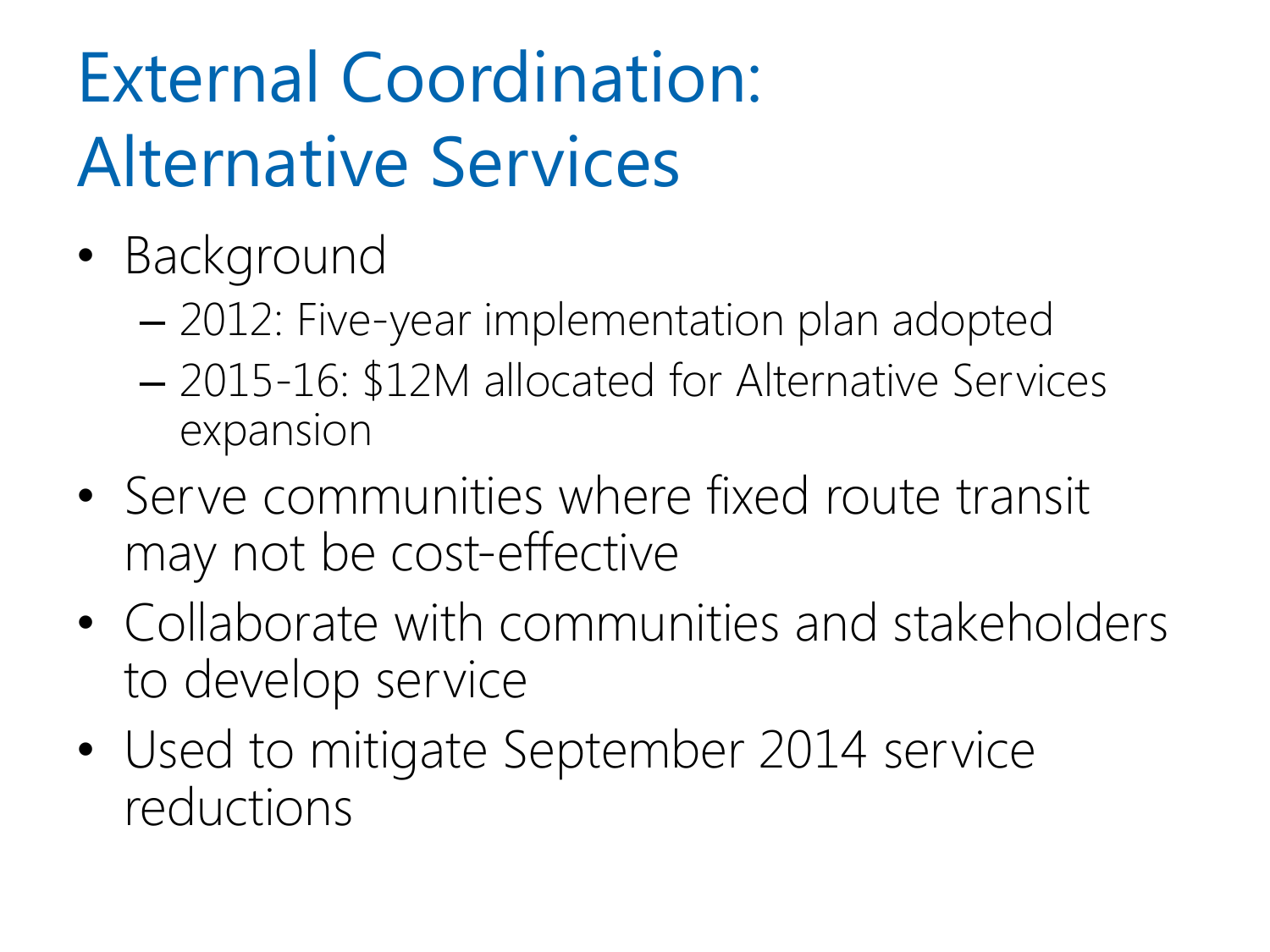# External Coordination: Alternative Services

- Background
  - 2012: Five-year implementation plan adopted
  - 2015-16: $12M allocated for Alternative Services expansion
- Serve communities where fixed route transit may not be cost-effective
- Collaborate with communities and stakeholders to develop service
- Used to mitigate September 2014 service reductions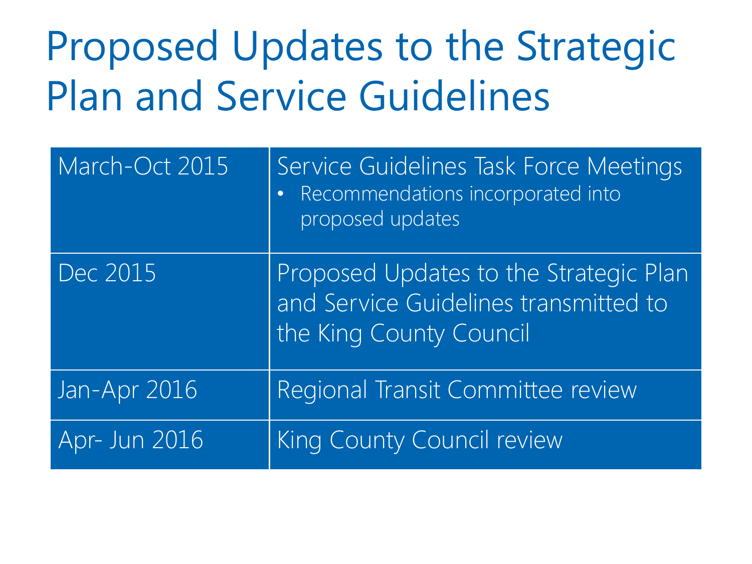# Proposed Updates to the Strategic Plan and Service Guidelines

| | |
|---|---|
| March-Oct 2015 | Service Guidelines Task Force Meetings<br>• Recommendations incorporated into proposed updates |
| Dec 2015 | Proposed Updates to the Strategic Plan and Service Guidelines transmitted to the King County Council |
| Jan-Apr 2016 | Regional Transit Committee review |
| Apr- Jun 2016 | King County Council review |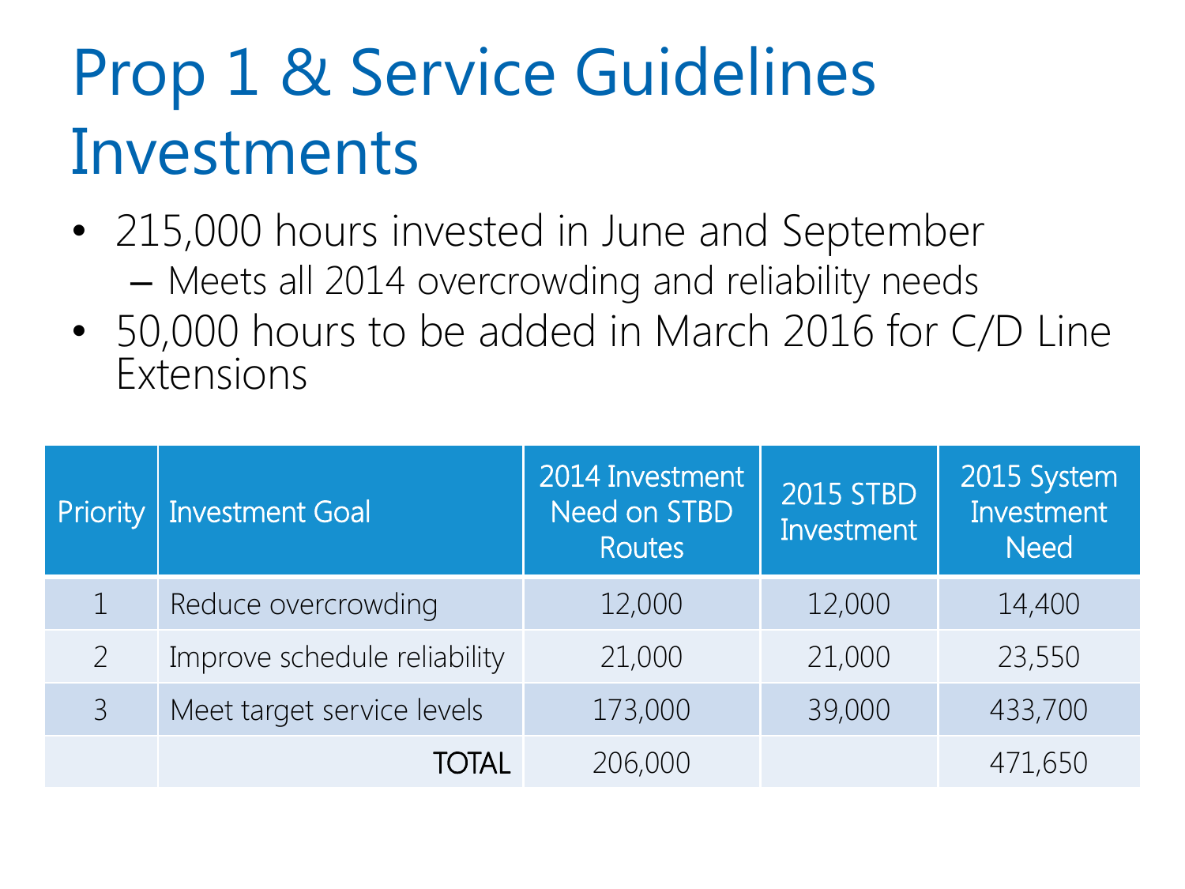# Prop 1 & Service Guidelines Investments

- 215,000 hours invested in June and September
  - Meets all 2014 overcrowding and reliability needs
- 50,000 hours to be added in March 2016 for C/D Line Extensions

| Priority | Investment Goal | 2014 Investment Need on STBD Routes | 2015 STBD Investment | 2015 System Investment Need |
|---|---|---|---|---|
| 1 | Reduce overcrowding | 12,000 | 12,000 | 14,400 |
| 2 | Improve schedule reliability | 21,000 | 21,000 | 23,550 |
| 3 | Meet target service levels | 173,000 | 39,000 | 433,700 |
| | TOTAL | 206,000 | | 471,650 |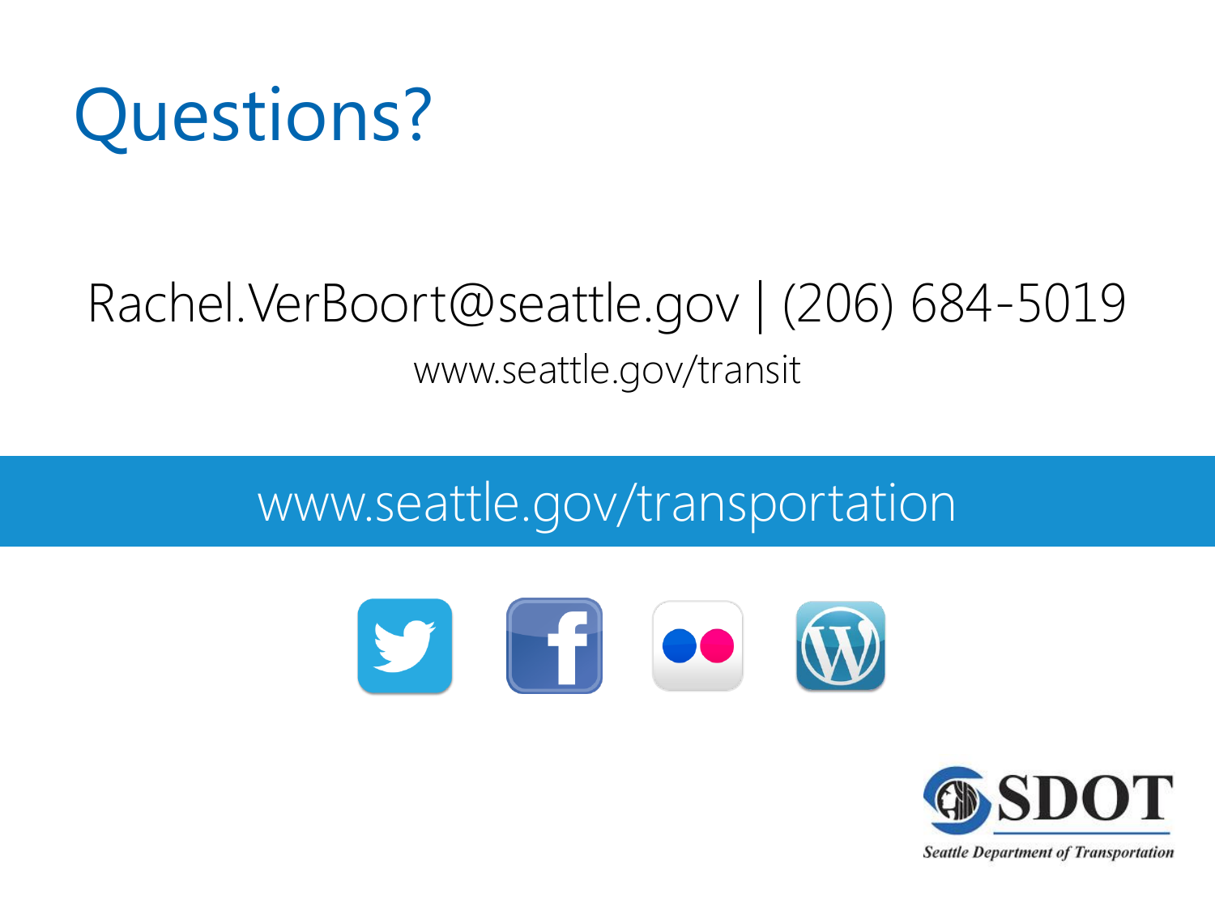# Questions?

Rachel.VerBoort@seattle.gov | (206) 684-5019

www.seattle.gov/transit

www.seattle.gov/transportation

SDOT

Seattle Department of Transportation